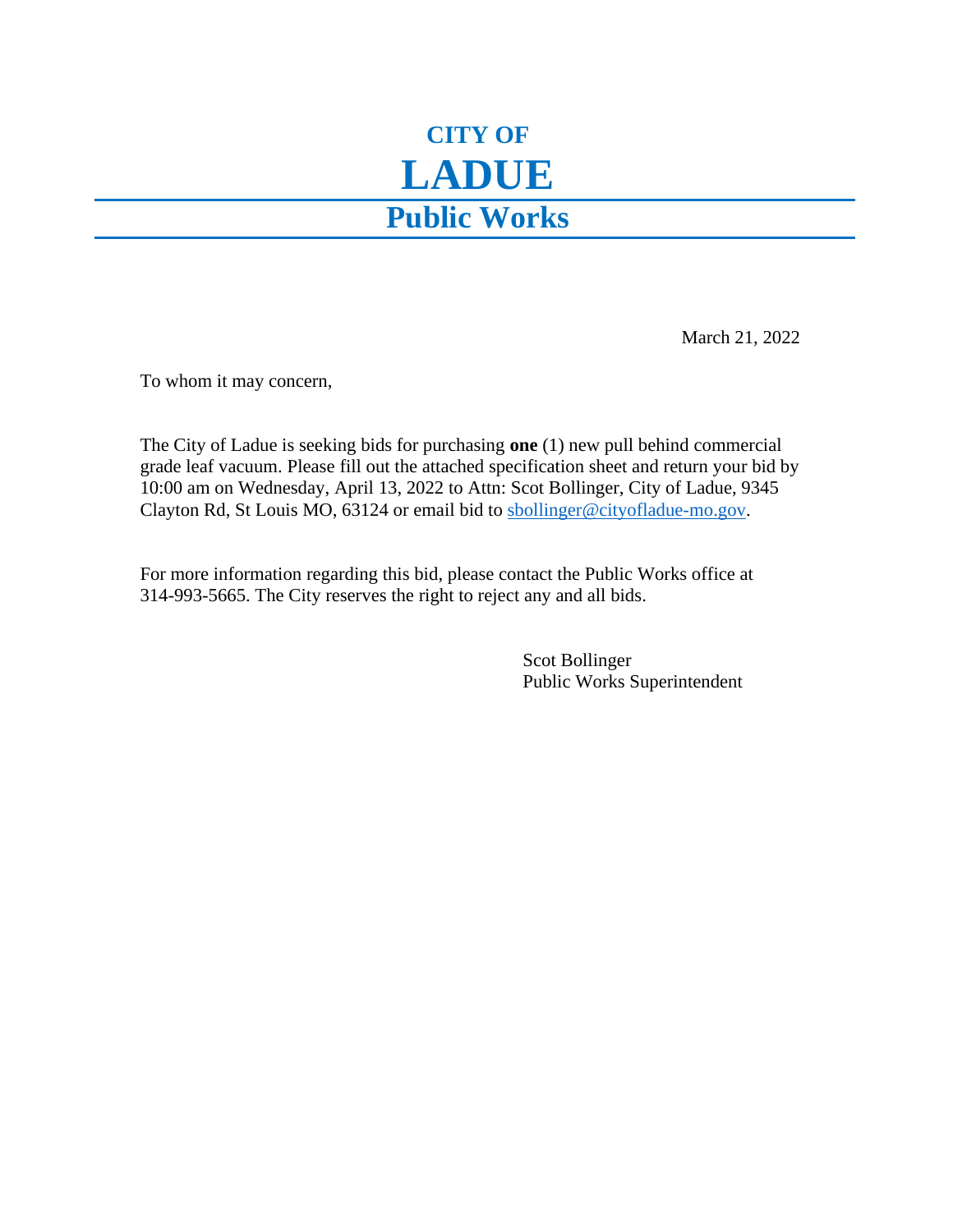# CITY OF

# LADUE

## Public Works

March 21, 2022

To whom it may concern,

The City of Ladue is seeking bids for purchasing **one** (1) new pull behind commercial grade leaf vacuum. Please fill out the attached specification sheet and return your bid by 10:00 am on Wednesday, April 13, 2022 to Attn: Scot Bollinger, City of Ladue, 9345 Clayton Rd, St Louis MO, 63124 or email bid to sbollinger@cityofladue-mo.gov.

For more information regarding this bid, please contact the Public Works office at 314-993-5665. The City reserves the right to reject any and all bids.

Scot Bollinger
Public Works Superintendent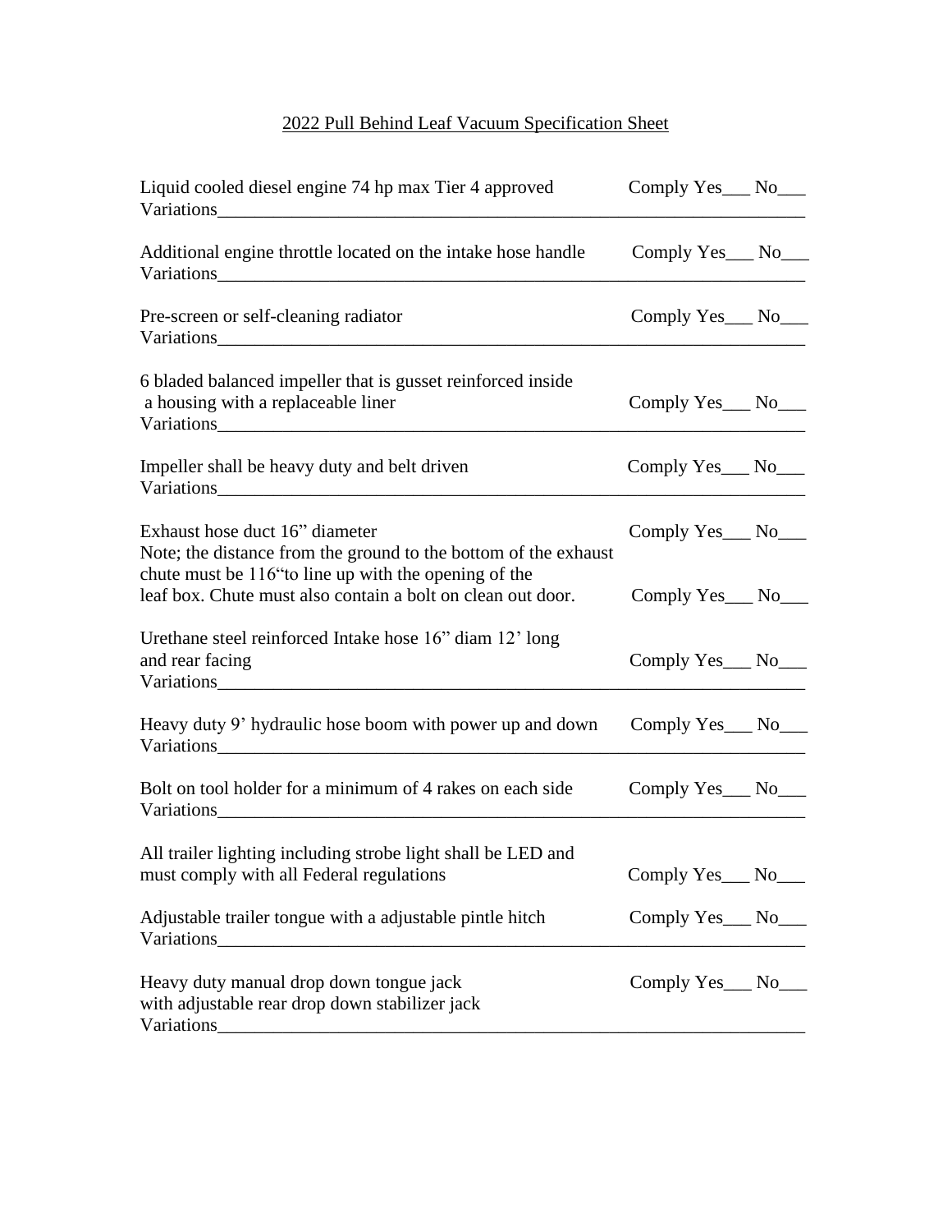# 2022 Pull Behind Leaf Vacuum Specification Sheet

Liquid cooled diesel engine 74 hp max Tier 4 approved — Comply Yes___ No___
Variations_______________________________________________________________

Additional engine throttle located on the intake hose handle — Comply Yes___ No___
Variations_______________________________________________________________

Pre-screen or self-cleaning radiator — Comply Yes___ No___
Variations_______________________________________________________________

6 bladed balanced impeller that is gusset reinforced inside a housing with a replaceable liner — Comply Yes___ No___
Variations_______________________________________________________________

Impeller shall be heavy duty and belt driven — Comply Yes___ No___
Variations_______________________________________________________________

Exhaust hose duct 16" diameter — Comply Yes___ No___
Note; the distance from the ground to the bottom of the exhaust chute must be 116"to line up with the opening of the leaf box. Chute must also contain a bolt on clean out door. — Comply Yes___ No___

Urethane steel reinforced Intake hose 16" diam 12' long and rear facing — Comply Yes___ No___
Variations_______________________________________________________________

Heavy duty 9' hydraulic hose boom with power up and down — Comply Yes___ No___
Variations_______________________________________________________________

Bolt on tool holder for a minimum of 4 rakes on each side — Comply Yes___ No___
Variations_______________________________________________________________

All trailer lighting including strobe light shall be LED and must comply with all Federal regulations — Comply Yes___ No___

Adjustable trailer tongue with a adjustable pintle hitch — Comply Yes___ No___
Variations_______________________________________________________________

Heavy duty manual drop down tongue jack with adjustable rear drop down stabilizer jack — Comply Yes___ No___
Variations_______________________________________________________________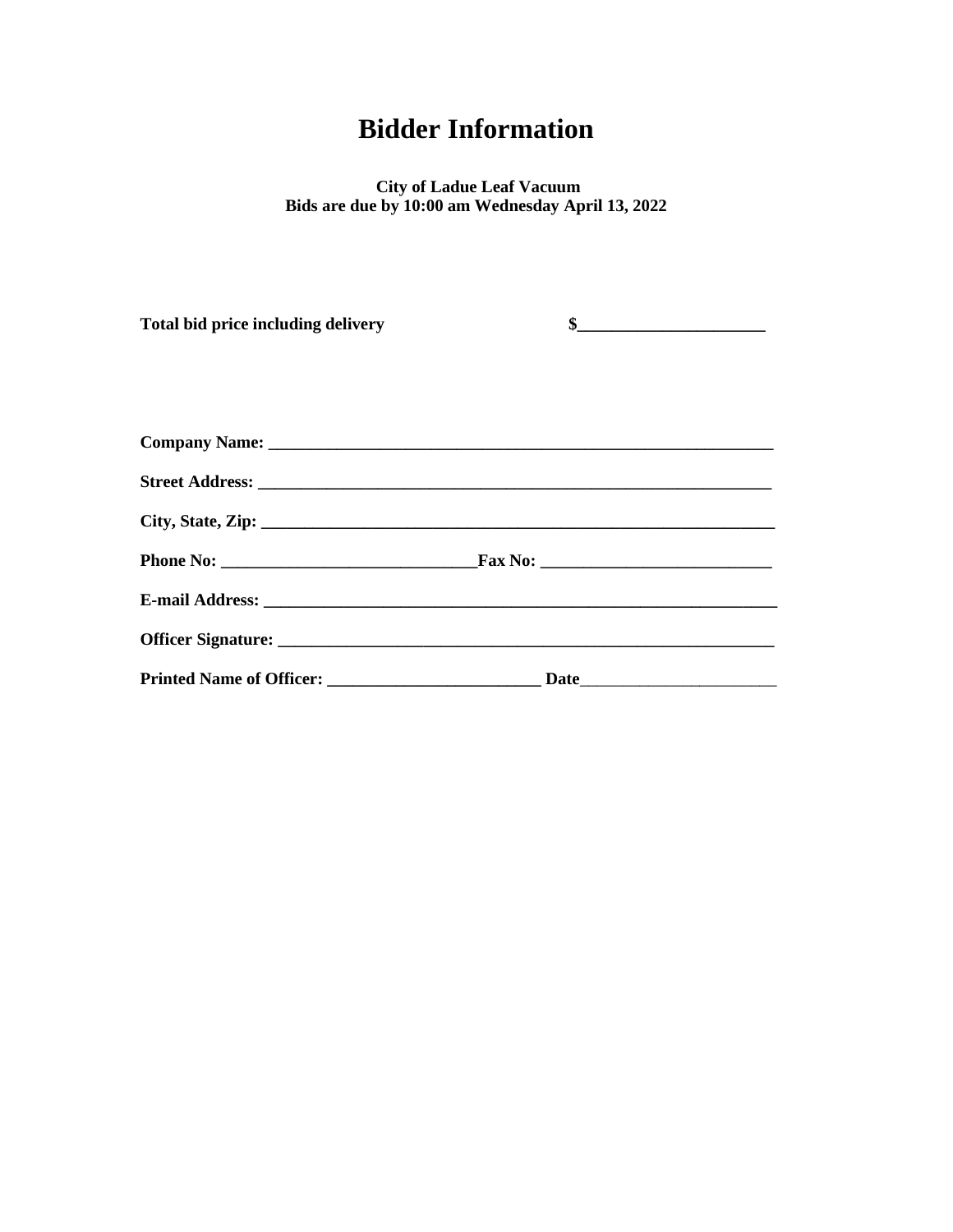# Bidder Information

**City of Ladue Leaf Vacuum**
**Bids are due by 10:00 am Wednesday April 13, 2022**

**Total bid price including delivery** **$______________________**

**Company Name: ____________________________________________________________**

**Street Address: ____________________________________________________________**

**City, State, Zip: ____________________________________________________________**

**Phone No: ______________________________Fax No: ___________________________**

**E-mail Address: _____________________________________________________________**

**Officer Signature: ___________________________________________________________**

**Printed Name of Officer: _________________________ Date**_______________________